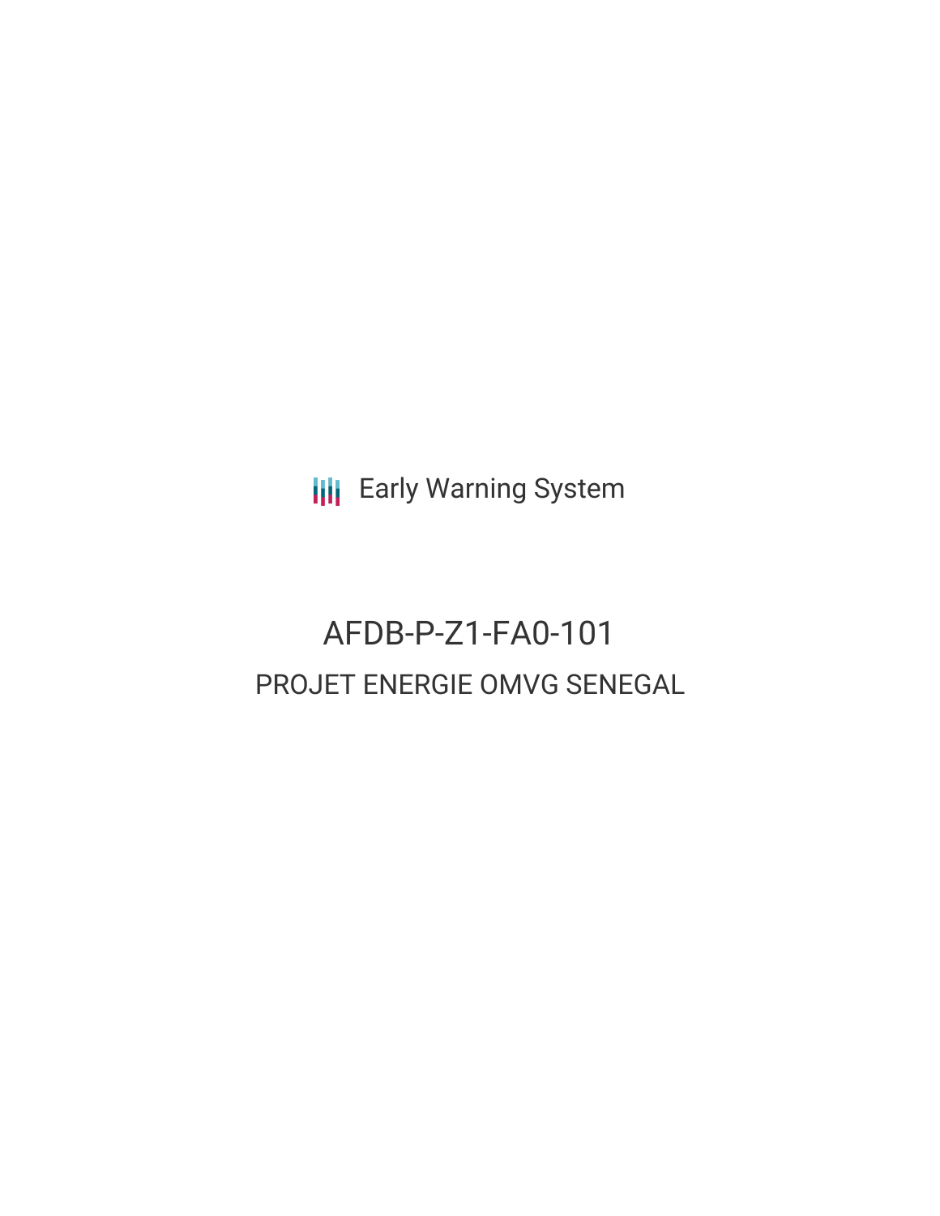Early Warning System

# AFDB-P-Z1-FA0-101

## PROJET ENERGIE OMVG SENEGAL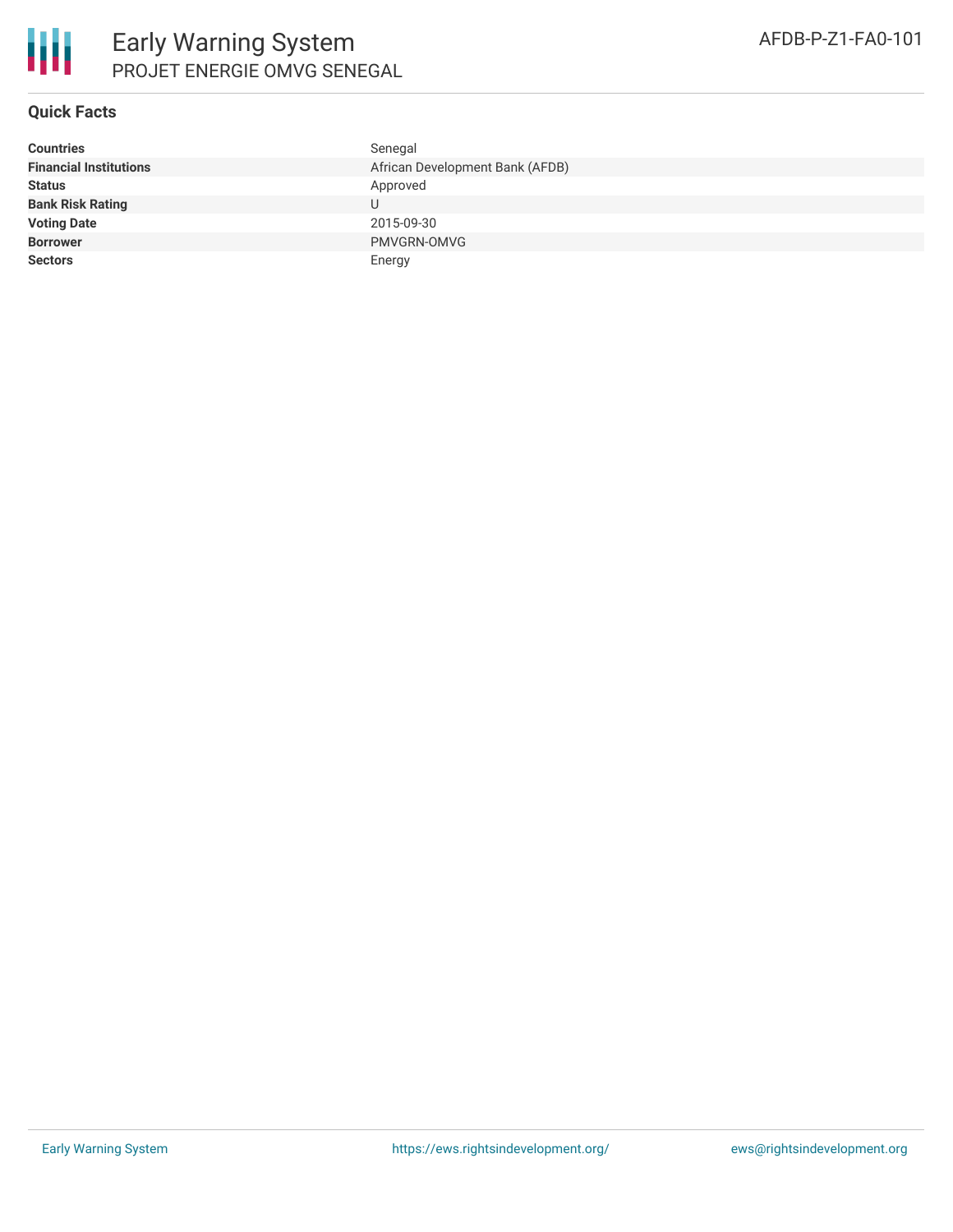# Early Warning System

## PROJET ENERGIE OMVG SENEGAL

AFDB-P-Z1-FA0-101

### Quick Facts

| | |
|---|---|
| **Countries** | Senegal |
| **Financial Institutions** | African Development Bank (AFDB) |
| **Status** | Approved |
| **Bank Risk Rating** | U |
| **Voting Date** | 2015-09-30 |
| **Borrower** | PMVGRN-OMVG |
| **Sectors** | Energy |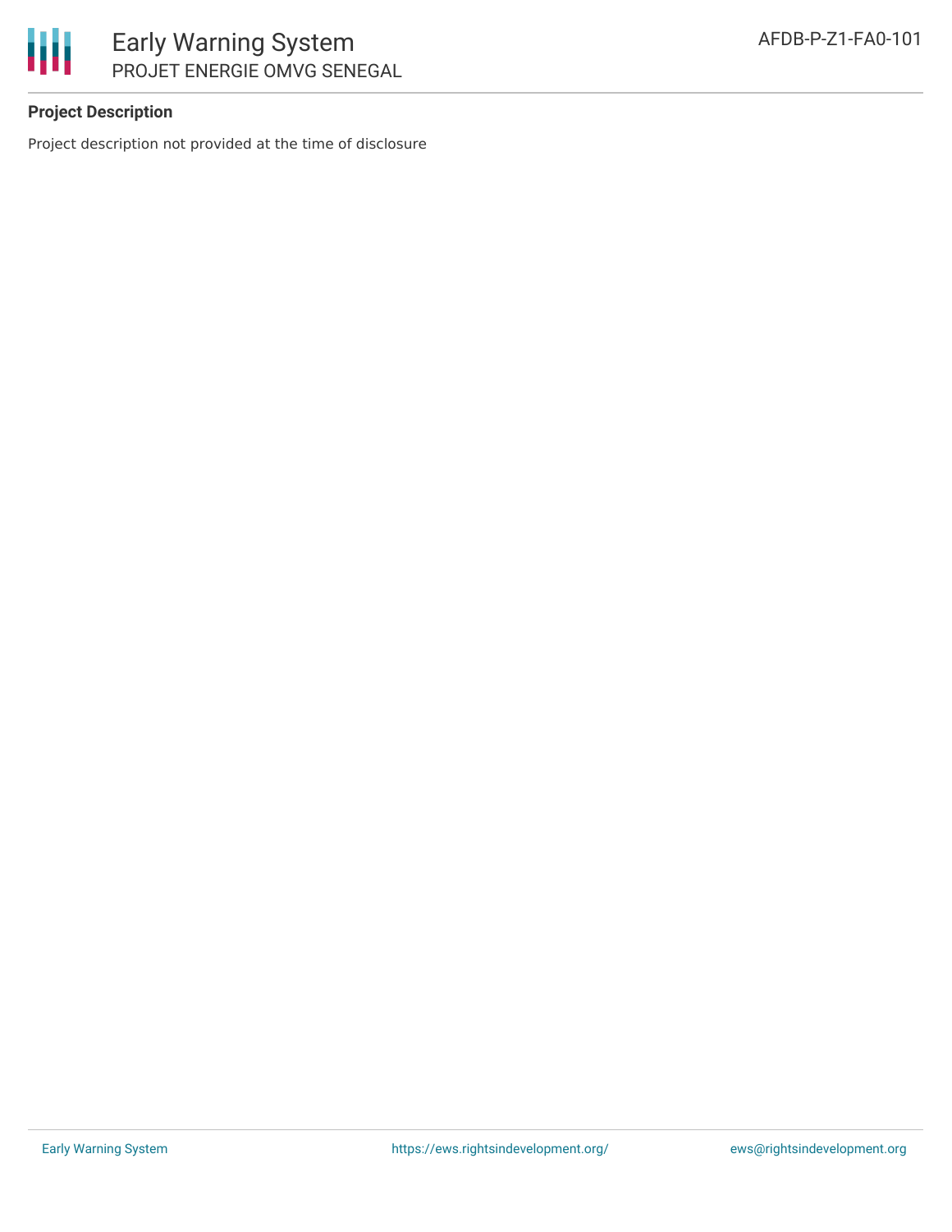**Project Description**

Project description not provided at the time of disclosure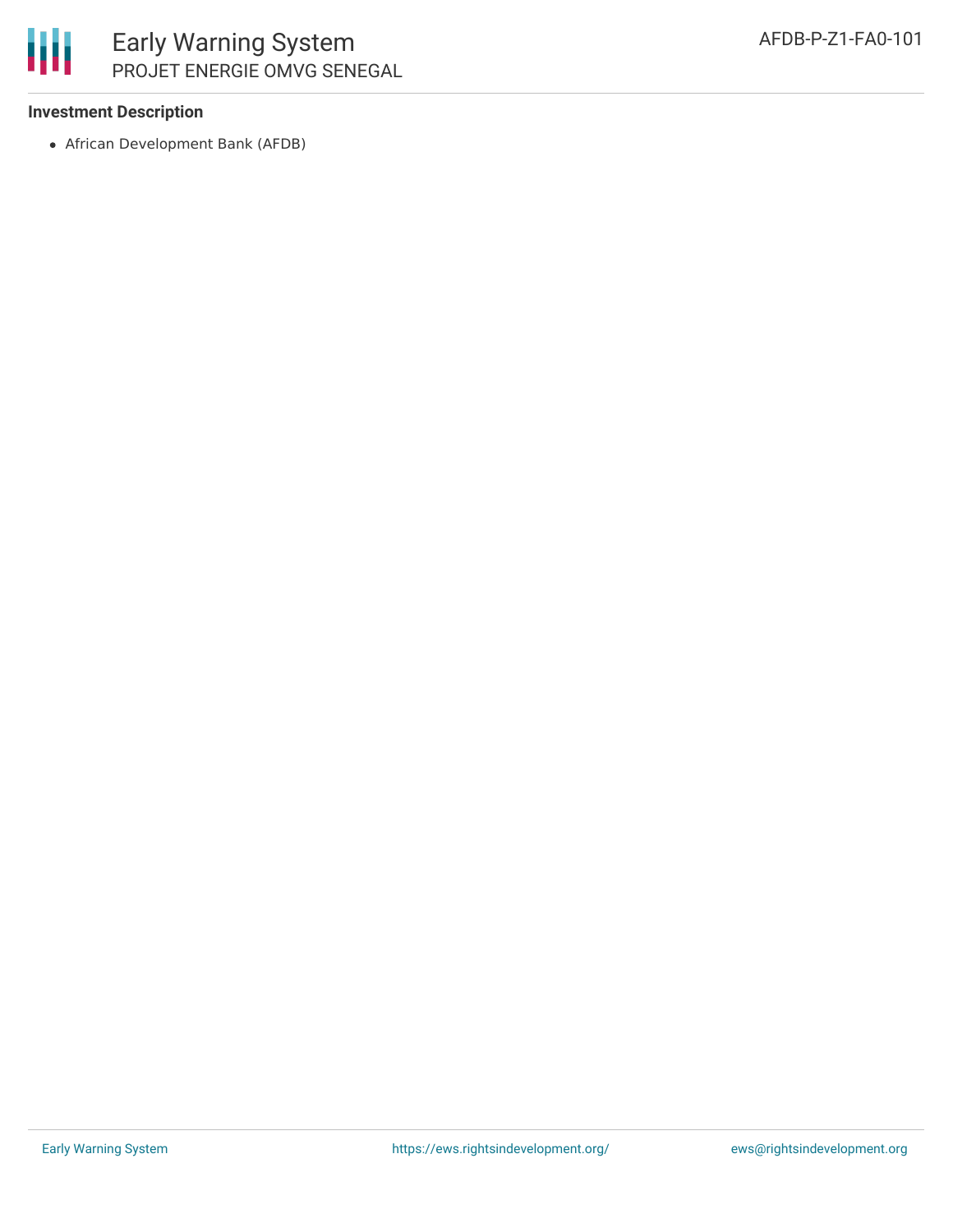### Investment Description

- African Development Bank (AFDB)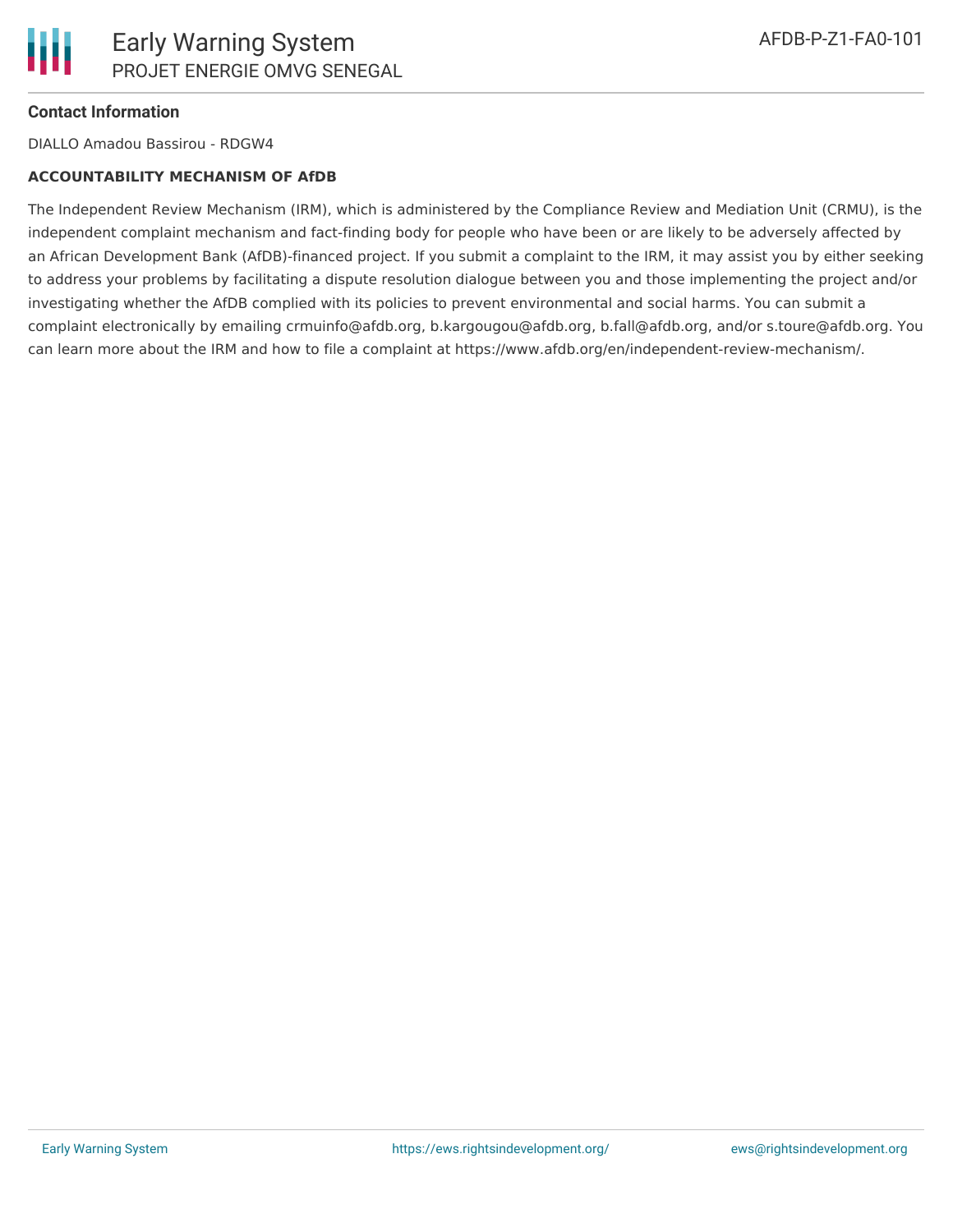**Contact Information**

DIALLO Amadou Bassirou - RDGW4

**ACCOUNTABILITY MECHANISM OF AfDB**

The Independent Review Mechanism (IRM), which is administered by the Compliance Review and Mediation Unit (CRMU), is the independent complaint mechanism and fact-finding body for people who have been or are likely to be adversely affected by an African Development Bank (AfDB)-financed project. If you submit a complaint to the IRM, it may assist you by either seeking to address your problems by facilitating a dispute resolution dialogue between you and those implementing the project and/or investigating whether the AfDB complied with its policies to prevent environmental and social harms. You can submit a complaint electronically by emailing crmuinfo@afdb.org, b.kargougou@afdb.org, b.fall@afdb.org, and/or s.toure@afdb.org. You can learn more about the IRM and how to file a complaint at https://www.afdb.org/en/independent-review-mechanism/.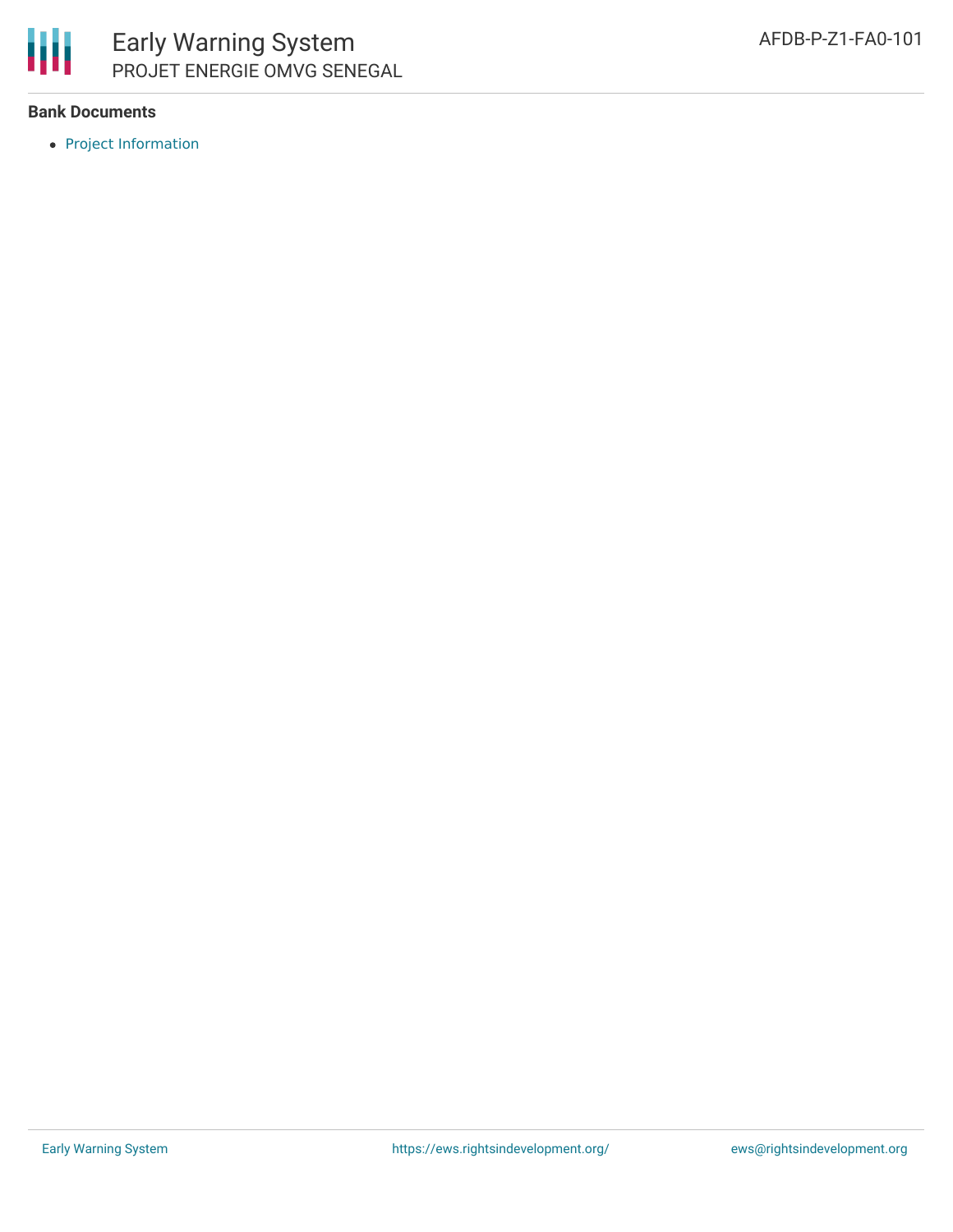**Bank Documents**

- Project Information